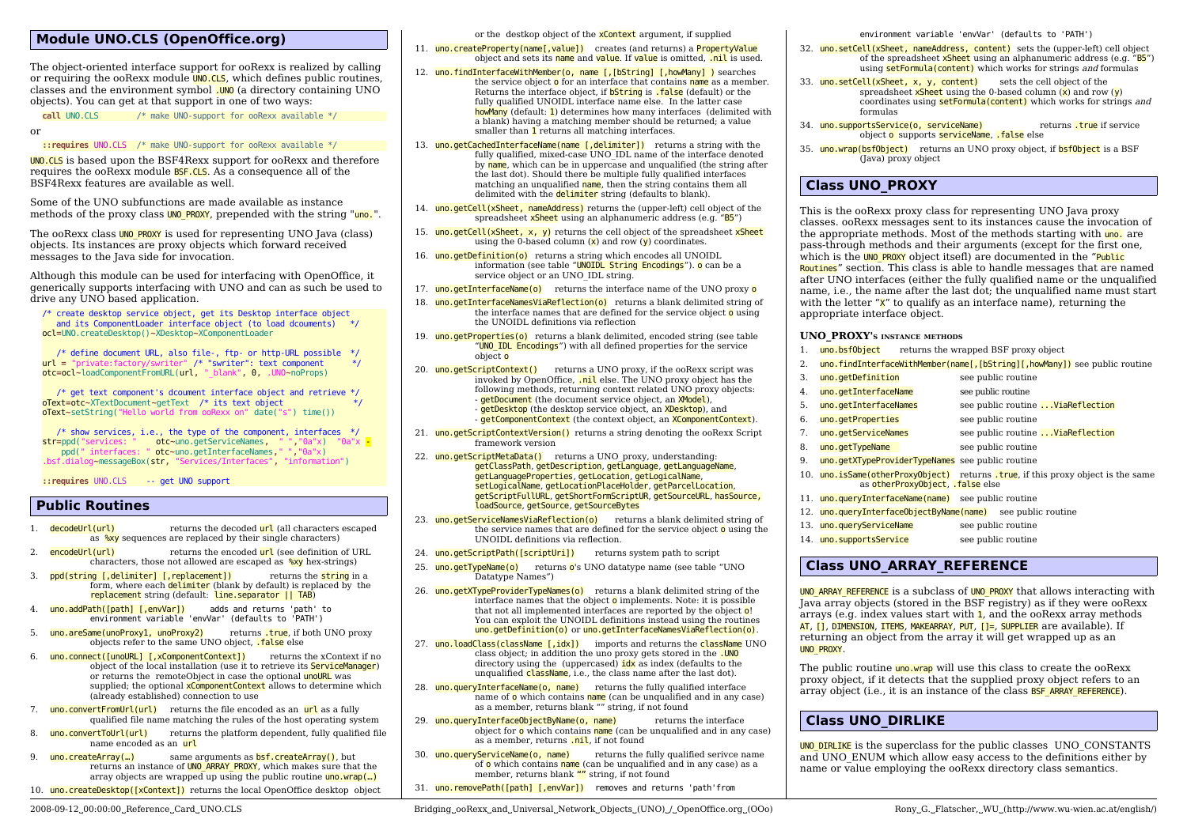# Module UNO.CLS (OpenOffice.org)

The object-oriented interface support for ooRexx is realized by calling or requiring the ooRexx module UNO.CLS, which defines public routines, classes and the environment symbol .UNO (a directory containing UNO objects). You can get at that support in one of two ways:

```
call UNO.CLS        /* make UNO-support for ooRexx available */
```

or

```
::requires UNO.CLS  /* make UNO-support for ooRexx available */
```

UNO.CLS is based upon the BSF4Rexx support for ooRexx and therefore requires the ooRexx module BSF.CLS. As a consequence all of the BSF4Rexx features are available as well.

Some of the UNO subfunctions are made available as instance methods of the proxy class UNO_PROXY, prepended with the string "uno.".

The ooRexx class UNO_PROXY is used for representing UNO Java (class) objects. Its instances are proxy objects which forward received messages to the Java side for invocation.

Although this module can be used for interfacing with OpenOffice, it generically supports interfacing with UNO and can as such be used to drive any UNO based application.

```
/* create desktop service object, get its Desktop interface object
   and its ComponentLoader interface object (to load dcouments)   */
ocl=UNO.createDesktop()~XDesktop~XComponentLoader

   /* define document URL, also file-, ftp- or http-URL possible  */
url = "private:factory/swriter" /* "swriter": text component      */
otc=ocl~loadComponentFromURL(url, "_blank", 0, .UNO~noProps)

   /* get text component's dcoument interface object and retrieve */
oText=otc~XTextDocument~getText  /* its text object               */
oText~setString("Hello world from ooRexx on" date("s") time())

   /* show services, i.e., the type of the component, interfaces  */
str=ppd("services: "    otc~uno.getServiceNames,  " ","0a"x)  "0a"x -
    ppd(" interfaces: " otc~uno.getInterfaceNames," ","0a"x)
.bsf.dialog~messageBox(str, "Services/Interfaces", "information")

::requires UNO.CLS    -- get UNO support
```

# Public Routines

1. decodeUrl(url) returns the decoded url (all characters escaped as %xy sequences are replaced by their single characters)
2. encodeUrl(url) returns the encoded url (see definition of URL characters, those not allowed are escaped as %xy hex-strings)
3. ppd(string [,delimiter] [,replacement]) returns the string in a form, where each delimiter (blank by default) is replaced by the replacement string (default: line.separator || TAB)
4. uno.addPath([path] [,envVar]) adds and returns 'path' to environment variable 'envVar' (defaults to 'PATH')
5. uno.areSame(unoProxy1, unoProxy2) returns .true, if both UNO proxy objects refer to the same UNO object, .false else
6. uno.connect([unoURL] [,xComponentContext]) returns the xContext if no object of the local installation (use it to retrieve its ServiceManager) or returns the remoteObject in case the optional unoURL was supplied; the optional xComponentContext allows to determine which (already established) connection to use
7. uno.convertFromUrl(url) returns the file encoded as an url as a fully qualified file name matching the rules of the host operating system
8. uno.convertToUrl(url) returns the platform dependent, fully qualified file name encoded as an url
9. uno.createArray(…) same arguments as bsf.createArray(), but returns an instance of UNO_ARRAY_PROXY, which makes sure that the array objects are wrapped up using the public routine uno.wrap(…)
10. uno.createDesktop([xContext]) returns the local OpenOffice desktop object or the destkop object of the xContext argument, if supplied
11. uno.createProperty(name[,value]) creates (and returns) a PropertyValue object and sets its name and value. If value is omitted, .nil is used.
12. uno.findInterfaceWithMember(o, name [,[bString] [,howMany] ) searches the service object o for an interface that contains name as a member. Returns the interface object, if bString is .false (default) or the fully qualified UNOIDL interface name else. In the latter case howMany (default: 1) determines how many interfaces (delimited with a blank) having a matching member should be returned; a value smaller than 1 returns all matching interfaces.
13. uno.getCachedInterfaceName(name [,delimiter]) returns a string with the fully qualified, mixed-case UNO_IDL name of the interface denoted by name, which can be in uppercase and unqualified (the string after the last dot). Should there be multiple fully qualified interfaces matching an unqualified name, then the string contains them all delimited with the delimiter string (defaults to blank).
14. uno.getCell(xSheet, nameAddress) returns the (upper-left) cell object of the spreadsheet xSheet using an alphanumeric address (e.g. "B5")
15. uno.getCell(xSheet, x, y) returns the cell object of the spreadsheet xSheet using the 0-based column (x) and row (y) coordinates.
16. uno.getDefinition(o) returns a string which encodes all UNOIDL information (see table "UNOIDL String Encodings"). o can be a service object or an UNO_IDL string.
17. uno.getInterfaceName(o) returns the interface name of the UNO proxy o
18. uno.getInterfaceNamesViaReflection(o) returns a blank delimited string of the interface names that are defined for the service object o using the UNOIDL definitions via reflection
19. uno.getProperties(o) returns a blank delimited, encoded string (see table "UNO_IDL Encodings") with all defined properties for the service object o
20. uno.getScriptContext() returns a UNO proxy, if the ooRexx script was invoked by OpenOffice, .nil else. The UNO proxy object has the following methods, returning context related UNO proxy objects:
    - getDocument (the document service object, an XModel),
    - getDesktop (the desktop service object, an XDesktop), and
    - getComponentContext (the context object, an XComponentContext).
21. uno.getScriptContextVersion() returns a string denoting the ooRexx Script framework version
22. uno.getScriptMetaData() returns a UNO_proxy, understanding: getClassPath, getDescription, getLanguage, getLanguageName, getLanguageProperties, getLocation, getLogicalName, setLogicalName, getLocationPlaceHolder, getParcelLocation, getScriptFullURL, getShortFormScriptURL, getSourceURL, hasSource, loadSource, getSource, getSourceBytes
23. uno.getServiceNamesViaReflection(o) returns a blank delimited string of the service names that are defined for the service object o using the UNOIDL definitions via reflection.
24. uno.getScriptPath([scriptUri]) returns system path to script
25. uno.getTypeName(o) returns o's UNO datatype name (see table "UNO Datatype Names")
26. uno.getXTypeProviderTypeNames(o) returns a blank delimited string of the interface names that the object o implements. Note: it is possible that not all implemented interfaces are reported by the object o! You can exploit the UNOIDL definitions instead using the routines uno.getDefinition(o) or uno.getInterfaceNamesViaReflection(o).
27. uno.loadClass(className [,idx]) imports and returns the className UNO class object; in addition the uno proxy gets stored in the .UNO directory using the (uppercased) idx as index (defaults to the unqualified className, i.e., the class name after the last dot).
28. uno.queryInterfaceName(o, name) returns the fully qualified interface name of o which contains name (can be unqualified and in any case) as a member, returns blank "" string, if not found
29. uno.queryInterfaceObjectByName(o, name) returns the interface object for o which contains name (can be unqualified and in any case) as a member, returns .nil, if not found
30. uno.queryServiceName(o, name) returns the fully qualified serivce name of o which contains name (can be unqualified and in any case) as a member, returns blank "" string, if not found
31. uno.removePath([path] [,envVar]) removes and returns 'path'from environment variable 'envVar' (defaults to 'PATH')
32. uno.setCell(xSheet, nameAddress, content) sets the (upper-left) cell object of the spreadsheet xSheet using an alphanumeric address (e.g. "B5") using setFormula(content) which works for strings *and* formulas
33. uno.setCell(xSheet, x, y, content) sets the cell object of the spreadsheet xSheet using the 0-based column (x) and row (y) coordinates using setFormula(content) which works for strings *and* formulas
34. uno.supportsService(o, serviceName) returns .true if service object o supports serviceName, .false else
35. uno.wrap(bsfObject) returns an UNO proxy object, if bsfObject is a BSF (Java) proxy object

# Class UNO_PROXY

This is the ooRexx proxy class for representing UNO Java proxy classes. ooRexx messages sent to its instances cause the invocation of the appropriate methods. Most of the methods starting with uno. are pass-through methods and their arguments (except for the first one, which is the UNO_PROXY object itsefl) are documented in the "Public Routines" section. This class is able to handle messages that are named after UNO interfaces (either the fully qualified name or the unqualified name, i.e., the name after the last dot; the unqualified name must start with the letter "X" to qualify as an interface name), returning the appropriate interface object.

### UNO_PROXY's instance methods

1. uno.bsfObject returns the wrapped BSF proxy object
2. uno.findInterfaceWithMember(name[,[bString][,howMany]) see public routine
3. uno.getDefinition see public routine
4. uno.getInterfaceName see public routine
5. uno.getInterfaceNames see public routine ...ViaReflection
6. uno.getProperties see public routine
7. uno.getServiceNames see public routine ...ViaReflection
8. uno.getTypeName see public routine
9. uno.getXTypeProviderTypeNames see public routine
10. uno.isSame(otherProxyObject) returns .true, if this proxy object is the same as otherProxyObject, .false else
11. uno.queryInterfaceName(name) see public routine
12. uno.queryInterfaceObjectByName(name) see public routine
13. uno.queryServiceName see public routine
14. uno.supportsService see public routine

# Class UNO_ARRAY_REFERENCE

UNO_ARRAY_REFERENCE is a subclass of UNO_PROXY that allows interacting with Java array objects (stored in the BSF registry) as if they were ooRexx arrays (e.g. index values start with 1, and the ooRexx array methods AT, [], DIMENSION, ITEMS, MAKEARRAY, PUT, []=, SUPPLIER are available). If returning an object from the array it will get wrapped up as an UNO_PROXY.

The public routine uno.wrap will use this class to create the ooRexx proxy object, if it detects that the supplied proxy object refers to an array object (i.e., it is an instance of the class BSF_ARRAY_REFERENCE).

# Class UNO_DIRLIKE

UNO_DIRLIKE is the superclass for the public classes UNO_CONSTANTS and UNO_ENUM which allow easy access to the definitions either by name or value employing the ooRexx directory class semantics.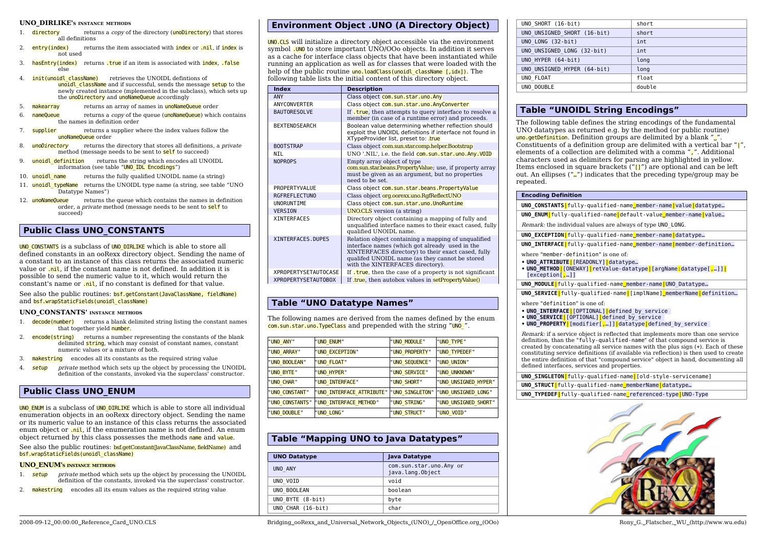### UNO_DIRLIKE's instance methods

1. `directory` returns a *copy* of the directory (`unoDirectory`) that stores all definitions
2. `entry(index)` returns the item associated with `index` or `.nil`, if `index` is not used
3. `hasEntry(index)` returns `.true` if an item is associated with `index`, `.false` else
4. `init(unoidl_className)` retrieves the UNOIDL defintions of `unoidl_className` and if successful, sends the message `setup` to the newly created instance (mplemented in the subclass), which sets up the `unoDirectory` and `unoNameQueue` accordingly
5. `makearray` returns an array of names in `unoNameQueue` order
6. `nameQueue` returns a *copy* of the queue (`unoNameQueue`) which contains the names in definition order
7. `supplier` returns a supplier where the index values follow the `unoNameQueue` order
8. *`unoDirectory`* returns the directory that stores all definitions, a *private* method (message needs to be sent to `self` to succeed)
9. `unoidl_definition` returns the string which encodes all UNOIDL information (see table "`UNO_IDL Encodings`")
10. `unoidl_name` returns the fully qualified UNOIDL name (a string)
11. `unoidl_typeName` returns the UNOIDL type name (a string, see table "UNO Datatype Names")
12. *`unoNameQueue`* returns the queue which contains the names in definition order, a *private* method (message needs to be sent to `self` to succeed)

## Public Class UNO_CONSTANTS

`UNO_CONSTANTS` is a subclass of `UNO_DIRLIKE` which is able to store all defined constants in an ooRexx directory object. Sending the name of a constant to an instance of this class returns the associated numeric value or `.nil`, if the constant name is not defined. In addition it is possible to send the numeric value to it, which would return the constant's name or `.nil`, if no constant is defined for that value.

See also the public routines: `bsf.getConstant(JavaClassName, fieldName)` and `bsf.wrapStaticFields(unoidl_className)`

### UNO_CONSTANTS' instance methods

1. `decode(number)` returns a blank delimited string listing the constant names that together yield `number`.
2. `encode(string)` returns a number representing the constants of the blank delimited `string`, which may consist of constant names, constant numeric values or a mixture of both.
3. `makestring` encodes all its constants as the required string value
4. *`setup`* *private* method which sets up the object by processing the UNOIDL definition of the constants, invoked via the superclass' constructor.

## Public Class UNO_ENUM

`UNO_ENUM` is a subclass of `UNO_DIRLIKE` which is able to store all individual enumeration objects in an ooRexx directory object. Sending the name or its numeric value to an instance of this class returns the associated enum object or `.nil`, if the enumeration name is not defined. An enum object returned by this class possesses the methods `name` and `value`.

See also the public routines: `bsf.getConstant(JavaClassName, fieldName)` and `bsf.wrapStaticFields(unoidl_className)`

### UNO_ENUM's instance methods

1. *`setup`* *private* method which sets up the object by processing the UNOIDL definition of the constants, invoked via the superclass' constructor.
2. `makestring` encodes all its enum values as the required string value

## Environment Object .UNO (A Directory Object)

`UNO.CLS` will initialize a directory object accessible via the environment symbol `.UNO` to store important UNO/OOo objects. In addition it serves as a cache for interface class objects that have been instantiated while running an application as well as for classes that were loaded with the help of the public routine `uno.loadClass(unoidl_className [,idx])`. The following table lists the initial content of this directory object.

| Index | Description |
|---|---|
| ANY | Class object `com.sun.star.uno.Any` |
| ANYCONVERTER | Class object `com.sun.star.uno.AnyConverter` |
| BAUTORESOLVE | If `.true`, then attempts to query interface to resolve a member (in case of a runtime error) and proceeds. |
| BEXTENDSEARCH | Boolean value determining whether reflection should exploit the UNOIDL definitions if interface not found in XTypeProvider list, preset to: `.true` |
| BOOTSTRAP | Class object `com.sun.star.comp.helper.Bootstrap` |
| NIL | UNO '.NIL', i.e. the field `com.sun.star.uno.Any.VOID` |
| NOPROPS | Empty array object of type `com.sun.star.beans.PropertyValue`; use, if property array must be given as an argument, but no properties need to be set. |
| PROPERTYVALUE | Class object `com.sun.star.beans.PropertyValue` |
| RGFREFLECTUNO | Class object `org.oorexx.uno.RgfReflectUNO` |
| UNORUNTIME | Class object `com.sun.star.uno.UnoRuntime` |
| VERSION | `UNO.CLS` version (a string) |
| XINTERFACES | Directory object containing a mapping of fully and unqualified interface names to their exact cased, fully qualified UNOIDL name. |
| XINTERFACES.DUPES | Relation object containing a mapping of unqualified interface names (which got already used in the XINTERFACES directory) to their exact cased, fully qualifed UNOIDL name (as they cannot be stored with the XINTERFACES directory). |
| XPROPERTYSETATOCASE | If `.true`, then the case of a property is not significant |
| XPROPERTYSETAUTOBOX | If `.true`, then autobox values in `setPropertyValue()` |

## Table "UNO Datatype Names"

The following names are derived from the names defined by the enum `com.sun.star.uno.TypeClass` and prepended with the string "`UNO_`".

| | | | |
|---|---|---|---|
| "UNO_ANY" | "UNO_ENUM" | "UNO_MODULE" | "UNO_TYPE" |
| "UNO_ARRAY" | "UNO_EXCEPTION" | "UNO_PROPERTY" | "UNO_TYPEDEF" |
| "UNO_BOOLEAN" | "UNO_FLOAT" | "UNO_SEQUENCE" | "UNO_UNION" |
| "UNO_BYTE" | "UNO_HYPER" | "UNO_SERVICE" | "UNO_UNKNOWN" |
| "UNO_CHAR" | "UNO_INTERFACE" | "UNO_SHORT" | "UNO_UNSIGNED_HYPER" |
| "UNO_CONSTANT" | "UNO_INTERFACE_ATTRIBUTE" | "UNO_SINGLETON" | "UNO_UNSIGNED_LONG" |
| "UNO_CONSTANTS" | "UNO_INTERFACE_METHOD" | "UNO_STRING" | "UNO_UNSIGNED_SHORT" |
| "UNO_DOUBLE" | "UNO_LONG" | "UNO_STRUCT" | "UNO_VOID" |

## Table "Mapping UNO to Java Datatypes"

| UNO Datatype | Java Datatype |
|---|---|
| UNO_ANY | com.sun.star.uno.Any or java.lang.Object |
| UNO_VOID | void |
| UNO_BOOLEAN | boolean |
| UNO_BYTE (8-bit) | byte |
| UNO_CHAR (16-bit) | char |
| UNO_SHORT (16-bit) | short |
| UNO_UNSIGNED_SHORT (16-bit) | short |
| UNO_LONG (32-bit) | int |
| UNO_UNSIGNED_LONG (32-bit) | int |
| UNO_HYPER (64-bit) | long |
| UNO_UNSIGNED_HYPER (64-bit) | long |
| UNO_FLOAT | float |
| UNO_DOUBLE | double |

## Table "UNOIDL String Encodings"

The following table defines the string encodings of the fundamental UNO datatypes as returned e.g. by the method (or public routine) `uno.getDefinition`. Definition groups are delimited by a blank "` `". Constituents of a definition group are delimited with a vertical bar "`|`", elements of a collection are delimited with a comma "`,`". Additional characters used as delimiters for parsing are highlighted in yellow. Items enclosed in square brackets ("`[]`") are optional and can be left out. An ellipses ("`…`") indicates that the preceding type/group may be repeated.

**Encoding Definition**

`UNO_CONSTANTS|fully-qualified-name member-name|value|datatype…`

`UNO_ENUM|fully-qualified-name|default-value member-name|value…`

*Remark:* the individual values are always of type `UNO_LONG`.

`UNO_EXCEPTION|fully-qualified-name member-name|datatype…`

`UNO_INTERFACE|fully-qualified-name member-name|member-definition…`

where "member-definition" is one of:

- `UNO_ATTRIBUTE|[READONLY]|datatype…`
- `UNO_METHOD|[ONEWAY]|retValue-datatype|[argName:datatype[,…]]|[exception[,…]]`

`UNO_MODULE|fully-qualified-name member-name|UNO_Datatype…`

`UNO_SERVICE|fully-qualified-name|[implName] memberName|definition…`

where "definition" is one of:

- `UNO_INTERFACE|[OPTIONAL]|defined_by_service`
- `UNO_SERVICE|[OPTIONAL]|defined_by_service`
- `UNO_PROPERTY|[modifier[,…]]|datatype|defined_by_service`

*Remark:* if a service object is reflected that implements more than one service definition, than the "`fully-qualified-name`" of that compound service is created by concatenating all service names with the plus sign (+). Each of these constituting service definitions (if available via reflection) is then used to create the entire definition of that "compound service" object in hand, documenting all defined interfaces, services and properties.

`UNO_SINGLETON|fully-qualified-name|[old-style-servicename]`

`UNO_STRUCT|fully-qualified-name memberName|datatype…`

`UNO_TYPEDEF|fully-qualified-name referenced-type|UNO-Type`